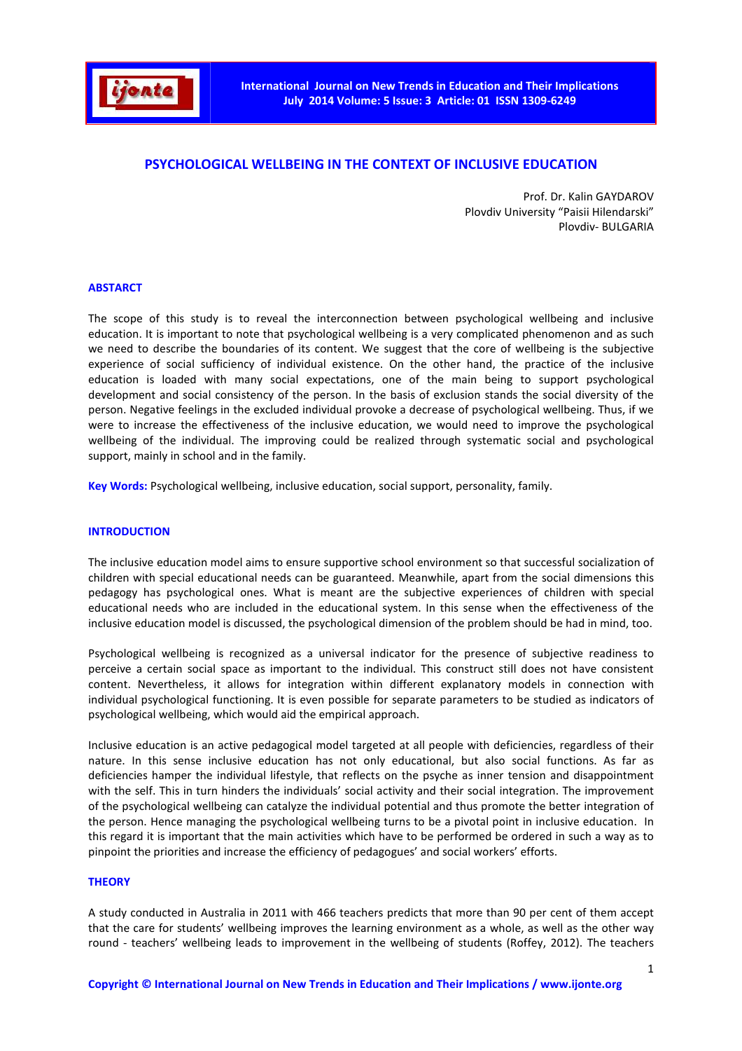# PSYCHOLOGICAL WELLBEING IN THE CONTEXT OF INCLUSIVE EDUCATION

Prof. Dr. Kalin GAYDAROV
Plovdiv University "Paisii Hilendarski"
Plovdiv- BULGARIA

## ABSTARCT

The scope of this study is to reveal the interconnection between psychological wellbeing and inclusive education. It is important to note that psychological wellbeing is a very complicated phenomenon and as such we need to describe the boundaries of its content. We suggest that the core of wellbeing is the subjective experience of social sufficiency of individual existence. On the other hand, the practice of the inclusive education is loaded with many social expectations, one of the main being to support psychological development and social consistency of the person. In the basis of exclusion stands the social diversity of the person. Negative feelings in the excluded individual provoke a decrease of psychological wellbeing. Thus, if we were to increase the effectiveness of the inclusive education, we would need to improve the psychological wellbeing of the individual. The improving could be realized through systematic social and psychological support, mainly in school and in the family.

**Key Words:** Psychological wellbeing, inclusive education, social support, personality, family.

## INTRODUCTION

The inclusive education model aims to ensure supportive school environment so that successful socialization of children with special educational needs can be guaranteed. Meanwhile, apart from the social dimensions this pedagogy has psychological ones. What is meant are the subjective experiences of children with special educational needs who are included in the educational system. In this sense when the effectiveness of the inclusive education model is discussed, the psychological dimension of the problem should be had in mind, too.

Psychological wellbeing is recognized as a universal indicator for the presence of subjective readiness to perceive a certain social space as important to the individual. This construct still does not have consistent content. Nevertheless, it allows for integration within different explanatory models in connection with individual psychological functioning. It is even possible for separate parameters to be studied as indicators of psychological wellbeing, which would aid the empirical approach.

Inclusive education is an active pedagogical model targeted at all people with deficiencies, regardless of their nature. In this sense inclusive education has not only educational, but also social functions. As far as deficiencies hamper the individual lifestyle, that reflects on the psyche as inner tension and disappointment with the self. This in turn hinders the individuals' social activity and their social integration. The improvement of the psychological wellbeing can catalyze the individual potential and thus promote the better integration of the person. Hence managing the psychological wellbeing turns to be a pivotal point in inclusive education. In this regard it is important that the main activities which have to be performed be ordered in such a way as to pinpoint the priorities and increase the efficiency of pedagogues' and social workers' efforts.

## THEORY

A study conducted in Australia in 2011 with 466 teachers predicts that more than 90 per cent of them accept that the care for students' wellbeing improves the learning environment as a whole, as well as the other way round - teachers' wellbeing leads to improvement in the wellbeing of students (Roffey, 2012). The teachers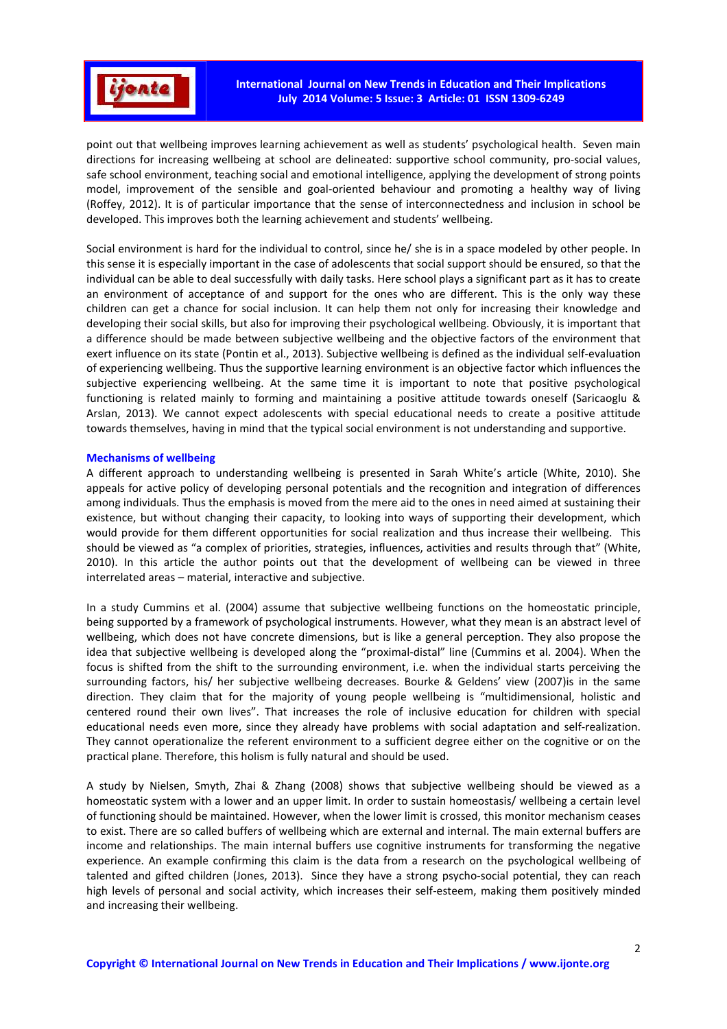point out that wellbeing improves learning achievement as well as students' psychological health. Seven main directions for increasing wellbeing at school are delineated: supportive school community, pro-social values, safe school environment, teaching social and emotional intelligence, applying the development of strong points model, improvement of the sensible and goal-oriented behaviour and promoting a healthy way of living (Roffey, 2012). It is of particular importance that the sense of interconnectedness and inclusion in school be developed. This improves both the learning achievement and students' wellbeing.

Social environment is hard for the individual to control, since he/ she is in a space modeled by other people. In this sense it is especially important in the case of adolescents that social support should be ensured, so that the individual can be able to deal successfully with daily tasks. Here school plays a significant part as it has to create an environment of acceptance of and support for the ones who are different. This is the only way these children can get a chance for social inclusion. It can help them not only for increasing their knowledge and developing their social skills, but also for improving their psychological wellbeing. Obviously, it is important that a difference should be made between subjective wellbeing and the objective factors of the environment that exert influence on its state (Pontin et al., 2013). Subjective wellbeing is defined as the individual self-evaluation of experiencing wellbeing. Thus the supportive learning environment is an objective factor which influences the subjective experiencing wellbeing. At the same time it is important to note that positive psychological functioning is related mainly to forming and maintaining a positive attitude towards oneself (Saricaoglu & Arslan, 2013). We cannot expect adolescents with special educational needs to create a positive attitude towards themselves, having in mind that the typical social environment is not understanding and supportive.

## Mechanisms of wellbeing

A different approach to understanding wellbeing is presented in Sarah White's article (White, 2010). She appeals for active policy of developing personal potentials and the recognition and integration of differences among individuals. Thus the emphasis is moved from the mere aid to the ones in need aimed at sustaining their existence, but without changing their capacity, to looking into ways of supporting their development, which would provide for them different opportunities for social realization and thus increase their wellbeing. This should be viewed as "a complex of priorities, strategies, influences, activities and results through that" (White, 2010). In this article the author points out that the development of wellbeing can be viewed in three interrelated areas – material, interactive and subjective.

In a study Cummins et al. (2004) assume that subjective wellbeing functions on the homeostatic principle, being supported by a framework of psychological instruments. However, what they mean is an abstract level of wellbeing, which does not have concrete dimensions, but is like a general perception. They also propose the idea that subjective wellbeing is developed along the "proximal-distal" line (Cummins et al. 2004). When the focus is shifted from the shift to the surrounding environment, i.e. when the individual starts perceiving the surrounding factors, his/ her subjective wellbeing decreases. Bourke & Geldens' view (2007)is in the same direction. They claim that for the majority of young people wellbeing is "multidimensional, holistic and centered round their own lives". That increases the role of inclusive education for children with special educational needs even more, since they already have problems with social adaptation and self-realization. They cannot operationalize the referent environment to a sufficient degree either on the cognitive or on the practical plane. Therefore, this holism is fully natural and should be used.

A study by Nielsen, Smyth, Zhai & Zhang (2008) shows that subjective wellbeing should be viewed as a homeostatic system with a lower and an upper limit. In order to sustain homeostasis/ wellbeing a certain level of functioning should be maintained. However, when the lower limit is crossed, this monitor mechanism ceases to exist. There are so called buffers of wellbeing which are external and internal. The main external buffers are income and relationships. The main internal buffers use cognitive instruments for transforming the negative experience. An example confirming this claim is the data from a research on the psychological wellbeing of talented and gifted children (Jones, 2013). Since they have a strong psycho-social potential, they can reach high levels of personal and social activity, which increases their self-esteem, making them positively minded and increasing their wellbeing.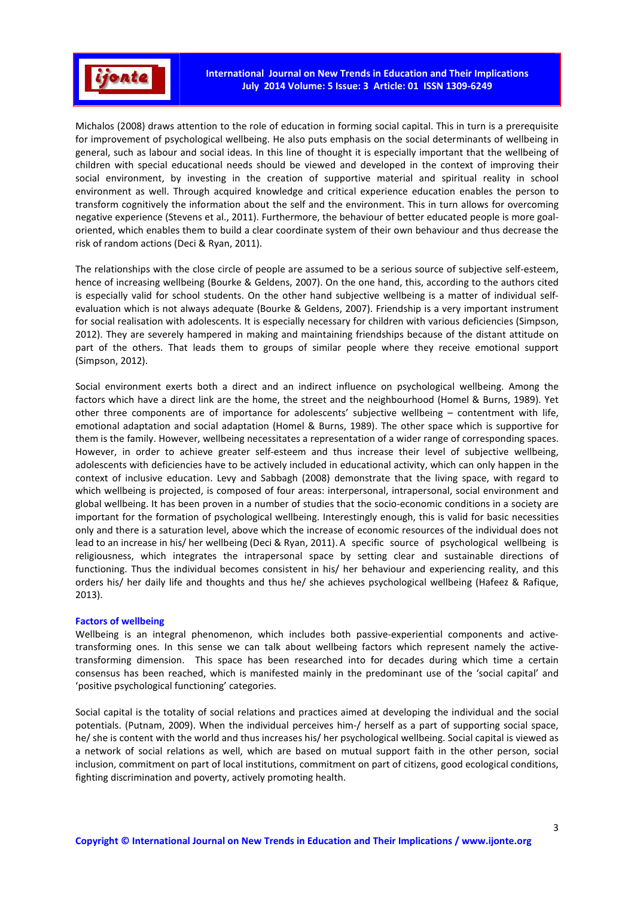Michalos (2008) draws attention to the role of education in forming social capital. This in turn is a prerequisite for improvement of psychological wellbeing. He also puts emphasis on the social determinants of wellbeing in general, such as labour and social ideas. In this line of thought it is especially important that the wellbeing of children with special educational needs should be viewed and developed in the context of improving their social environment, by investing in the creation of supportive material and spiritual reality in school environment as well. Through acquired knowledge and critical experience education enables the person to transform cognitively the information about the self and the environment. This in turn allows for overcoming negative experience (Stevens et al., 2011). Furthermore, the behaviour of better educated people is more goal-oriented, which enables them to build a clear coordinate system of their own behaviour and thus decrease the risk of random actions (Deci & Ryan, 2011).

The relationships with the close circle of people are assumed to be a serious source of subjective self-esteem, hence of increasing wellbeing (Bourke & Geldens, 2007). On the one hand, this, according to the authors cited is especially valid for school students. On the other hand subjective wellbeing is a matter of individual self-evaluation which is not always adequate (Bourke & Geldens, 2007). Friendship is a very important instrument for social realisation with adolescents. It is especially necessary for children with various deficiencies (Simpson, 2012). They are severely hampered in making and maintaining friendships because of the distant attitude on part of the others. That leads them to groups of similar people where they receive emotional support (Simpson, 2012).

Social environment exerts both a direct and an indirect influence on psychological wellbeing. Among the factors which have a direct link are the home, the street and the neighbourhood (Homel & Burns, 1989). Yet other three components are of importance for adolescents' subjective wellbeing – contentment with life, emotional adaptation and social adaptation (Homel & Burns, 1989). The other space which is supportive for them is the family. However, wellbeing necessitates a representation of a wider range of corresponding spaces. However, in order to achieve greater self-esteem and thus increase their level of subjective wellbeing, adolescents with deficiencies have to be actively included in educational activity, which can only happen in the context of inclusive education. Levy and Sabbagh (2008) demonstrate that the living space, with regard to which wellbeing is projected, is composed of four areas: interpersonal, intrapersonal, social environment and global wellbeing. It has been proven in a number of studies that the socio-economic conditions in a society are important for the formation of psychological wellbeing. Interestingly enough, this is valid for basic necessities only and there is a saturation level, above which the increase of economic resources of the individual does not lead to an increase in his/ her wellbeing (Deci & Ryan, 2011). A specific source of psychological wellbeing is religiousness, which integrates the intrapersonal space by setting clear and sustainable directions of functioning. Thus the individual becomes consistent in his/ her behaviour and experiencing reality, and this orders his/ her daily life and thoughts and thus he/ she achieves psychological wellbeing (Hafeez & Rafique, 2013).

### Factors of wellbeing

Wellbeing is an integral phenomenon, which includes both passive-experiential components and active-transforming ones. In this sense we can talk about wellbeing factors which represent namely the active-transforming dimension. This space has been researched into for decades during which time a certain consensus has been reached, which is manifested mainly in the predominant use of the 'social capital' and 'positive psychological functioning' categories.

Social capital is the totality of social relations and practices aimed at developing the individual and the social potentials. (Putnam, 2009). When the individual perceives him-/ herself as a part of supporting social space, he/ she is content with the world and thus increases his/ her psychological wellbeing. Social capital is viewed as a network of social relations as well, which are based on mutual support faith in the other person, social inclusion, commitment on part of local institutions, commitment on part of citizens, good ecological conditions, fighting discrimination and poverty, actively promoting health.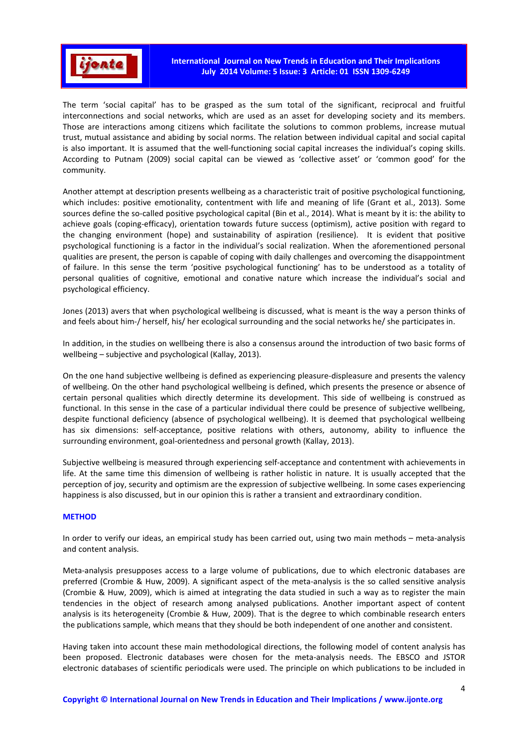The term 'social capital' has to be grasped as the sum total of the significant, reciprocal and fruitful interconnections and social networks, which are used as an asset for developing society and its members. Those are interactions among citizens which facilitate the solutions to common problems, increase mutual trust, mutual assistance and abiding by social norms. The relation between individual capital and social capital is also important. It is assumed that the well-functioning social capital increases the individual's coping skills. According to Putnam (2009) social capital can be viewed as 'collective asset' or 'common good' for the community.

Another attempt at description presents wellbeing as a characteristic trait of positive psychological functioning, which includes: positive emotionality, contentment with life and meaning of life (Grant et al., 2013). Some sources define the so-called positive psychological capital (Bin et al., 2014). What is meant by it is: the ability to achieve goals (coping-efficacy), orientation towards future success (optimism), active position with regard to the changing environment (hope) and sustainability of aspiration (resilience). It is evident that positive psychological functioning is a factor in the individual's social realization. When the aforementioned personal qualities are present, the person is capable of coping with daily challenges and overcoming the disappointment of failure. In this sense the term 'positive psychological functioning' has to be understood as a totality of personal qualities of cognitive, emotional and conative nature which increase the individual's social and psychological efficiency.

Jones (2013) avers that when psychological wellbeing is discussed, what is meant is the way a person thinks of and feels about him-/ herself, his/ her ecological surrounding and the social networks he/ she participates in.

In addition, in the studies on wellbeing there is also a consensus around the introduction of two basic forms of wellbeing – subjective and psychological (Kallay, 2013).

On the one hand subjective wellbeing is defined as experiencing pleasure-displeasure and presents the valency of wellbeing. On the other hand psychological wellbeing is defined, which presents the presence or absence of certain personal qualities which directly determine its development. This side of wellbeing is construed as functional. In this sense in the case of a particular individual there could be presence of subjective wellbeing, despite functional deficiency (absence of psychological wellbeing). It is deemed that psychological wellbeing has six dimensions: self-acceptance, positive relations with others, autonomy, ability to influence the surrounding environment, goal-orientedness and personal growth (Kallay, 2013).

Subjective wellbeing is measured through experiencing self-acceptance and contentment with achievements in life. At the same time this dimension of wellbeing is rather holistic in nature. It is usually accepted that the perception of joy, security and optimism are the expression of subjective wellbeing. In some cases experiencing happiness is also discussed, but in our opinion this is rather a transient and extraordinary condition.

## METHOD

In order to verify our ideas, an empirical study has been carried out, using two main methods – meta-analysis and content analysis.

Meta-analysis presupposes access to a large volume of publications, due to which electronic databases are preferred (Crombie & Huw, 2009). A significant aspect of the meta-analysis is the so called sensitive analysis (Crombie & Huw, 2009), which is aimed at integrating the data studied in such a way as to register the main tendencies in the object of research among analysed publications. Another important aspect of content analysis is its heterogeneity (Crombie & Huw, 2009). That is the degree to which combinable research enters the publications sample, which means that they should be both independent of one another and consistent.

Having taken into account these main methodological directions, the following model of content analysis has been proposed. Electronic databases were chosen for the meta-analysis needs. The EBSCO and JSTOR electronic databases of scientific periodicals were used. The principle on which publications to be included in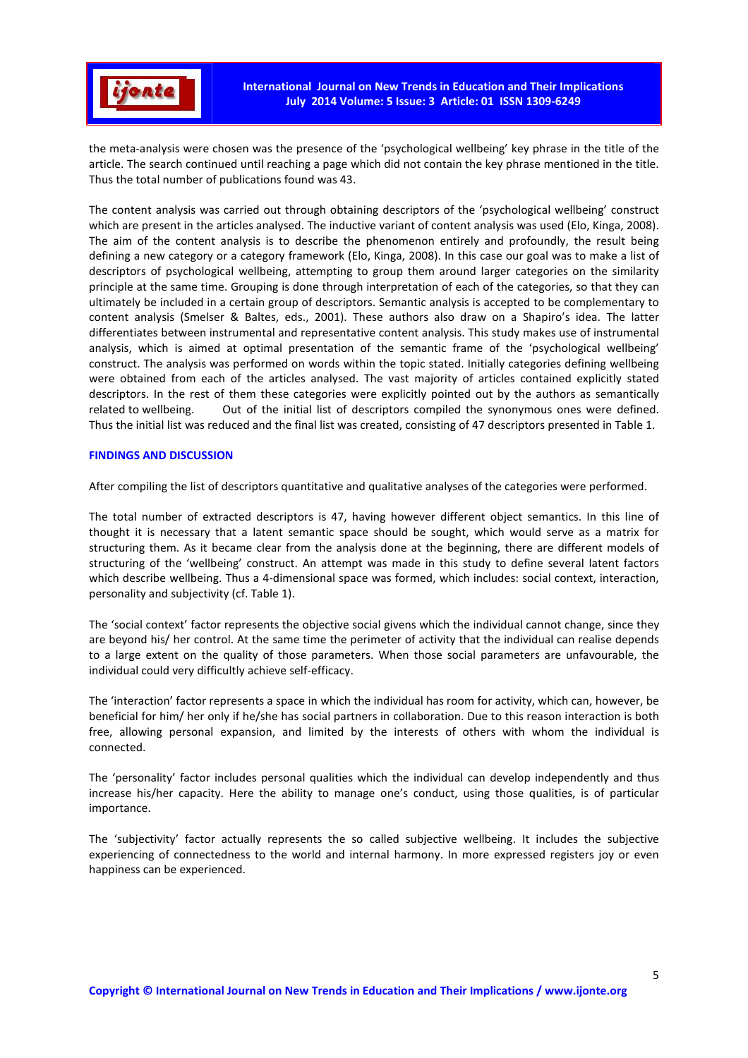the meta-analysis were chosen was the presence of the 'psychological wellbeing' key phrase in the title of the article. The search continued until reaching a page which did not contain the key phrase mentioned in the title. Thus the total number of publications found was 43.

The content analysis was carried out through obtaining descriptors of the 'psychological wellbeing' construct which are present in the articles analysed. The inductive variant of content analysis was used (Elo, Kinga, 2008). The aim of the content analysis is to describe the phenomenon entirely and profoundly, the result being defining a new category or a category framework (Elo, Kinga, 2008). In this case our goal was to make a list of descriptors of psychological wellbeing, attempting to group them around larger categories on the similarity principle at the same time. Grouping is done through interpretation of each of the categories, so that they can ultimately be included in a certain group of descriptors. Semantic analysis is accepted to be complementary to content analysis (Smelser & Baltes, eds., 2001). These authors also draw on a Shapiro's idea. The latter differentiates between instrumental and representative content analysis. This study makes use of instrumental analysis, which is aimed at optimal presentation of the semantic frame of the 'psychological wellbeing' construct. The analysis was performed on words within the topic stated. Initially categories defining wellbeing were obtained from each of the articles analysed. The vast majority of articles contained explicitly stated descriptors. In the rest of them these categories were explicitly pointed out by the authors as semantically related to wellbeing. Out of the initial list of descriptors compiled the synonymous ones were defined. Thus the initial list was reduced and the final list was created, consisting of 47 descriptors presented in Table 1.

## FINDINGS AND DISCUSSION

After compiling the list of descriptors quantitative and qualitative analyses of the categories were performed.

The total number of extracted descriptors is 47, having however different object semantics. In this line of thought it is necessary that a latent semantic space should be sought, which would serve as a matrix for structuring them. As it became clear from the analysis done at the beginning, there are different models of structuring of the 'wellbeing' construct. An attempt was made in this study to define several latent factors which describe wellbeing. Thus a 4-dimensional space was formed, which includes: social context, interaction, personality and subjectivity (cf. Table 1).

The 'social context' factor represents the objective social givens which the individual cannot change, since they are beyond his/ her control. At the same time the perimeter of activity that the individual can realise depends to a large extent on the quality of those parameters. When those social parameters are unfavourable, the individual could very difficultly achieve self-efficacy.

The 'interaction' factor represents a space in which the individual has room for activity, which can, however, be beneficial for him/ her only if he/she has social partners in collaboration. Due to this reason interaction is both free, allowing personal expansion, and limited by the interests of others with whom the individual is connected.

The 'personality' factor includes personal qualities which the individual can develop independently and thus increase his/her capacity. Here the ability to manage one's conduct, using those qualities, is of particular importance.

The 'subjectivity' factor actually represents the so called subjective wellbeing. It includes the subjective experiencing of connectedness to the world and internal harmony. In more expressed registers joy or even happiness can be experienced.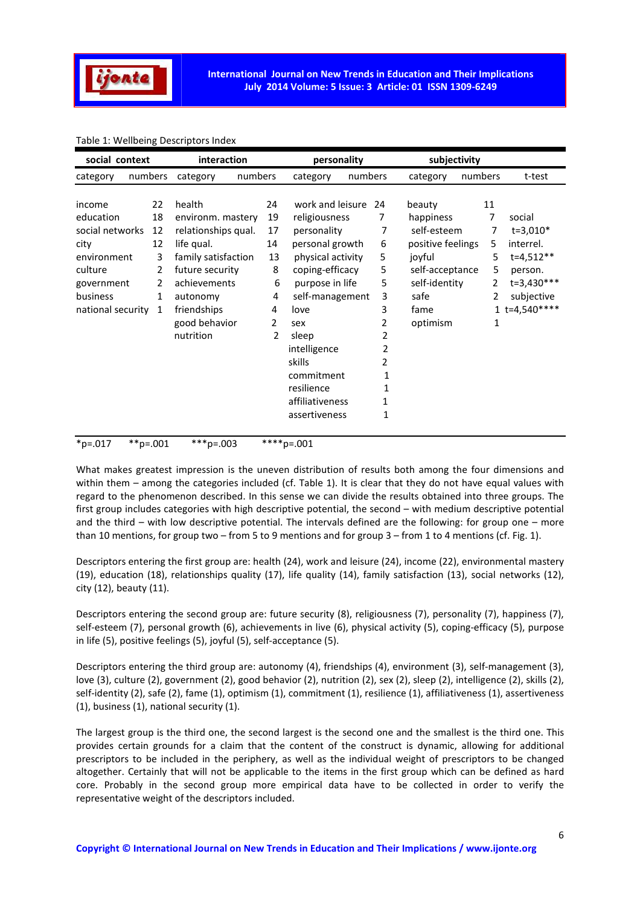Table 1: Wellbeing Descriptors Index

| social context | | interaction | | personality | | subjectivity | | |
|---|---|---|---|---|---|---|---|---|
| category | numbers | category | numbers | category | numbers | category | numbers | t-test |
| income | 22 | health | 24 | work and leisure | 24 | beauty | 11 | |
| education | 18 | environm. mastery | 19 | religiousness | 7 | happiness | 7 | social |
| social networks | 12 | relationships qual. | 17 | personality | 7 | self-esteem | 7 | t=3,010* |
| city | 12 | life qual. | 14 | personal growth | 6 | positive feelings | 5 | interrel. |
| environment | 3 | family satisfaction | 13 | physical activity | 5 | joyful | 5 | t=4,512** |
| culture | 2 | future security | 8 | coping-efficacy | 5 | self-acceptance | 5 | person. |
| government | 2 | achievements | 6 | purpose in life | 5 | self-identity | 2 | t=3,430*** |
| business | 1 | autonomy | 4 | self-management | 3 | safe | 2 | subjective |
| national security | 1 | friendships | 4 | love | 3 | fame | 1 | t=4,540**** |
| | | good behavior | 2 | sex | 2 | optimism | 1 | |
| | | nutrition | 2 | sleep | 2 | | | |
| | | | | intelligence | 2 | | | |
| | | | | skills | 2 | | | |
| | | | | commitment | 1 | | | |
| | | | | resilience | 1 | | | |
| | | | | affiliativeness | 1 | | | |
| | | | | assertiveness | 1 | | | |

*p=.017 **p=.001 ***p=.003 ****p=.001

What makes greatest impression is the uneven distribution of results both among the four dimensions and within them – among the categories included (cf. Table 1). It is clear that they do not have equal values with regard to the phenomenon described. In this sense we can divide the results obtained into three groups. The first group includes categories with high descriptive potential, the second – with medium descriptive potential and the third – with low descriptive potential. The intervals defined are the following: for group one – more than 10 mentions, for group two – from 5 to 9 mentions and for group 3 – from 1 to 4 mentions (cf. Fig. 1).

Descriptors entering the first group are: health (24), work and leisure (24), income (22), environmental mastery (19), education (18), relationships quality (17), life quality (14), family satisfaction (13), social networks (12), city (12), beauty (11).

Descriptors entering the second group are: future security (8), religiousness (7), personality (7), happiness (7), self-esteem (7), personal growth (6), achievements in live (6), physical activity (5), coping-efficacy (5), purpose in life (5), positive feelings (5), joyful (5), self-acceptance (5).

Descriptors entering the third group are: autonomy (4), friendships (4), environment (3), self-management (3), love (3), culture (2), government (2), good behavior (2), nutrition (2), sex (2), sleep (2), intelligence (2), skills (2), self-identity (2), safe (2), fame (1), optimism (1), commitment (1), resilience (1), affiliativeness (1), assertiveness (1), business (1), national security (1).

The largest group is the third one, the second largest is the second one and the smallest is the third one. This provides certain grounds for a claim that the content of the construct is dynamic, allowing for additional prescriptors to be included in the periphery, as well as the individual weight of prescriptors to be changed altogether. Certainly that will not be applicable to the items in the first group which can be defined as hard core. Probably in the second group more empirical data have to be collected in order to verify the representative weight of the descriptors included.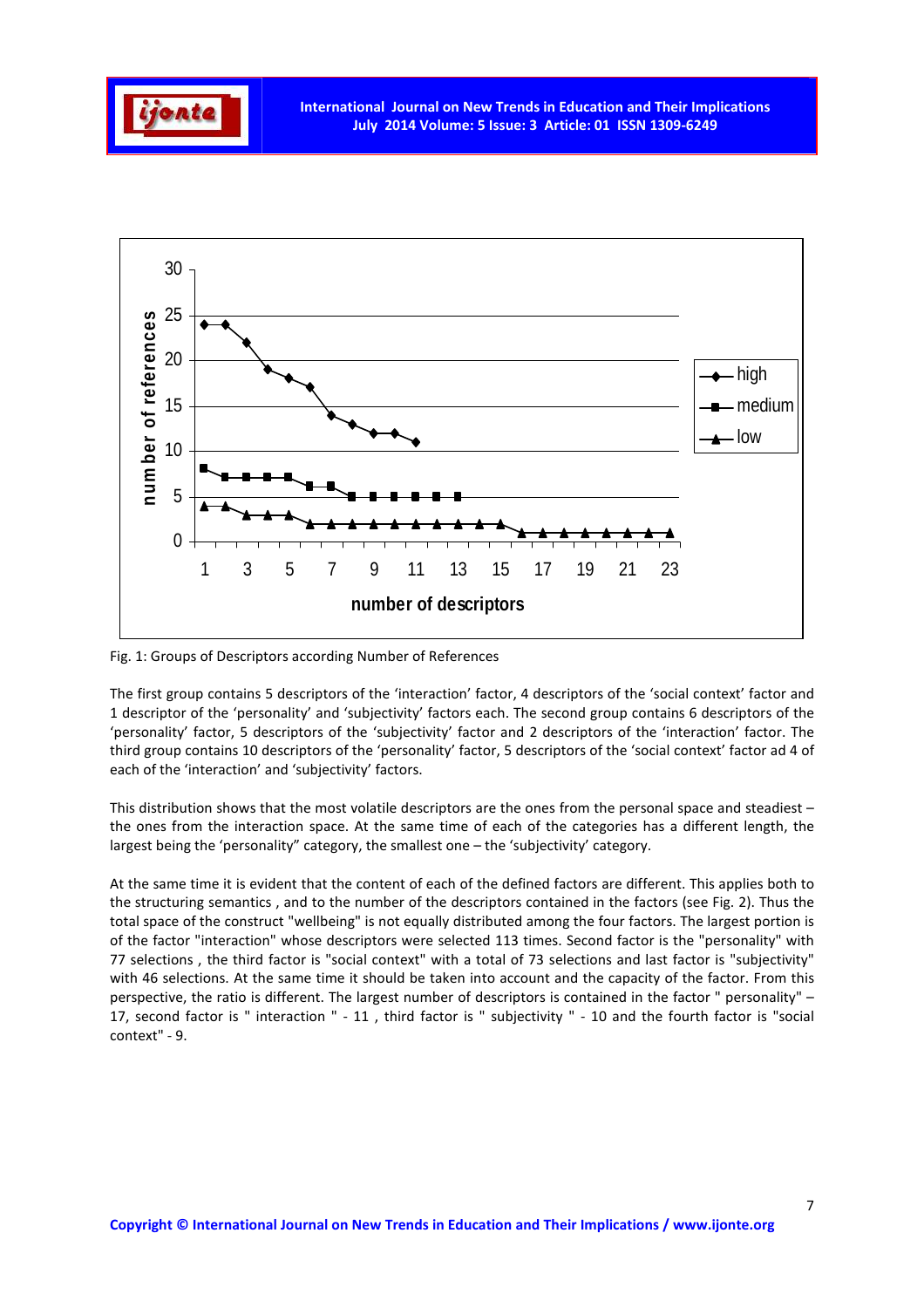Fig. 1: Groups of Descriptors according Number of References

The first group contains 5 descriptors of the ‘interaction’ factor, 4 descriptors of the ‘social context’ factor and 1 descriptor of the ‘personality’ and ‘subjectivity’ factors each. The second group contains 6 descriptors of the ‘personality’ factor, 5 descriptors of the ‘subjectivity’ factor and 2 descriptors of the ‘interaction’ factor. The third group contains 10 descriptors of the ‘personality’ factor, 5 descriptors of the ‘social context’ factor ad 4 of each of the ‘interaction’ and ‘subjectivity’ factors.

This distribution shows that the most volatile descriptors are the ones from the personal space and steadiest – the ones from the interaction space. At the same time of each of the categories has a different length, the largest being the ‘personality” category, the smallest one – the ‘subjectivity’ category.

At the same time it is evident that the content of each of the defined factors are different. This applies both to the structuring semantics , and to the number of the descriptors contained in the factors (see Fig. 2). Thus the total space of the construct "wellbeing" is not equally distributed among the four factors. The largest portion is of the factor "interaction" whose descriptors were selected 113 times. Second factor is the "personality" with 77 selections , the third factor is "social context" with a total of 73 selections and last factor is "subjectivity" with 46 selections. At the same time it should be taken into account and the capacity of the factor. From this perspective, the ratio is different. The largest number of descriptors is contained in the factor " personality" – 17, second factor is " interaction " - 11 , third factor is " subjectivity " - 10 and the fourth factor is "social context" - 9.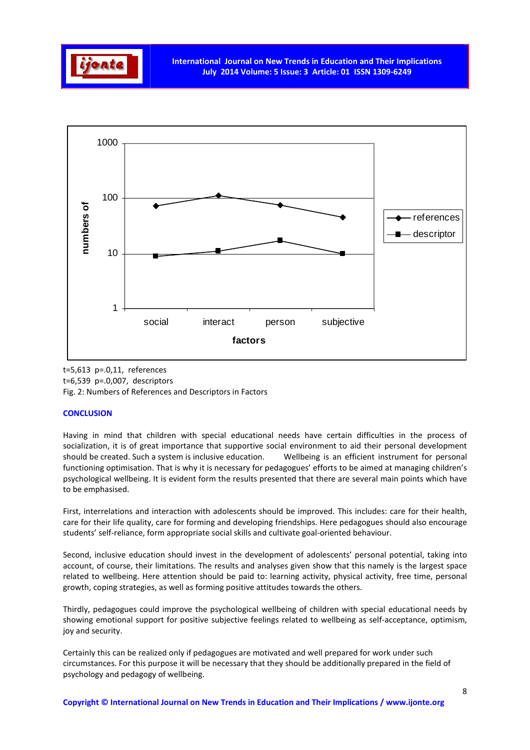t=5,613 p=.0,11, references
t=6,539 p=.0,007, descriptors
Fig. 2: Numbers of References and Descriptors in Factors

## CONCLUSION

Having in mind that children with special educational needs have certain difficulties in the process of socialization, it is of great importance that supportive social environment to aid their personal development should be created. Such a system is inclusive education. Wellbeing is an efficient instrument for personal functioning optimisation. That is why it is necessary for pedagogues' efforts to be aimed at managing children's psychological wellbeing. It is evident form the results presented that there are several main points which have to be emphasised.

First, interrelations and interaction with adolescents should be improved. This includes: care for their health, care for their life quality, care for forming and developing friendships. Here pedagogues should also encourage students' self-reliance, form appropriate social skills and cultivate goal-oriented behaviour.

Second, inclusive education should invest in the development of adolescents' personal potential, taking into account, of course, their limitations. The results and analyses given show that this namely is the largest space related to wellbeing. Here attention should be paid to: learning activity, physical activity, free time, personal growth, coping strategies, as well as forming positive attitudes towards the others.

Thirdly, pedagogues could improve the psychological wellbeing of children with special educational needs by showing emotional support for positive subjective feelings related to wellbeing as self-acceptance, optimism, joy and security.

Certainly this can be realized only if pedagogues are motivated and well prepared for work under such circumstances. For this purpose it will be necessary that they should be additionally prepared in the field of psychology and pedagogy of wellbeing.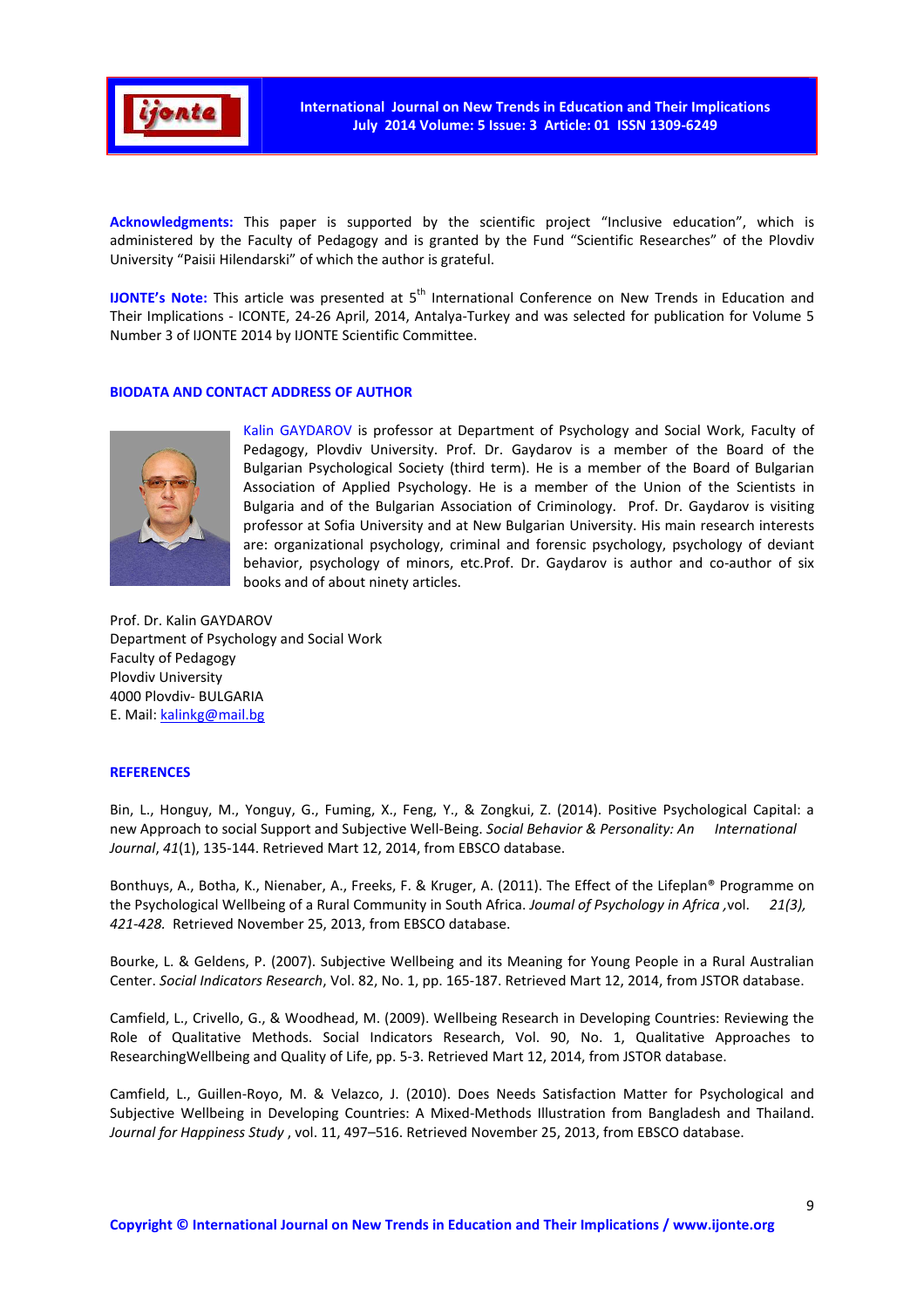**Acknowledgments:** This paper is supported by the scientific project "Inclusive education", which is administered by the Faculty of Pedagogy and is granted by the Fund "Scientific Researches" of the Plovdiv University "Paisii Hilendarski" of which the author is grateful.

**IJONTE's Note:** This article was presented at 5th International Conference on New Trends in Education and Their Implications - ICONTE, 24-26 April, 2014, Antalya-Turkey and was selected for publication for Volume 5 Number 3 of IJONTE 2014 by IJONTE Scientific Committee.

## BIODATA AND CONTACT ADDRESS OF AUTHOR

Kalin GAYDAROV is professor at Department of Psychology and Social Work, Faculty of Pedagogy, Plovdiv University. Prof. Dr. Gaydarov is a member of the Board of the Bulgarian Psychological Society (third term). He is a member of the Board of Bulgarian Association of Applied Psychology. He is a member of the Union of the Scientists in Bulgaria and of the Bulgarian Association of Criminology. Prof. Dr. Gaydarov is visiting professor at Sofia University and at New Bulgarian University. His main research interests are: organizational psychology, criminal and forensic psychology, psychology of deviant behavior, psychology of minors, etc.Prof. Dr. Gaydarov is author and co-author of six books and of about ninety articles.

Prof. Dr. Kalin GAYDAROV
Department of Psychology and Social Work
Faculty of Pedagogy
Plovdiv University
4000 Plovdiv- BULGARIA
E. Mail: kalinkg@mail.bg

## REFERENCES

Bin, L., Honguy, M., Yonguy, G., Fuming, X., Feng, Y., & Zongkui, Z. (2014). Positive Psychological Capital: a new Approach to social Support and Subjective Well-Being. *Social Behavior & Personality: An International Journal*, *41*(1), 135-144. Retrieved Mart 12, 2014, from EBSCO database.

Bonthuys, A., Botha, K., Nienaber, A., Freeks, F. & Kruger, A. (2011). The Effect of the Lifeplan® Programme on the Psychological Wellbeing of a Rural Community in South Africa. *Joumal of Psychology in Africa* ,vol. *21(3), 421-428.* Retrieved November 25, 2013, from EBSCO database.

Bourke, L. & Geldens, P. (2007). Subjective Wellbeing and its Meaning for Young People in a Rural Australian Center. *Social Indicators Research*, Vol. 82, No. 1, pp. 165-187. Retrieved Mart 12, 2014, from JSTOR database.

Camfield, L., Crivello, G., & Woodhead, M. (2009). Wellbeing Research in Developing Countries: Reviewing the Role of Qualitative Methods. Social Indicators Research, Vol. 90, No. 1, Qualitative Approaches to ResearchingWellbeing and Quality of Life, pp. 5-3. Retrieved Mart 12, 2014, from JSTOR database.

Camfield, L., Guillen-Royo, M. & Velazco, J. (2010). Does Needs Satisfaction Matter for Psychological and Subjective Wellbeing in Developing Countries: A Mixed-Methods Illustration from Bangladesh and Thailand. *Journal for Happiness Study* , vol. 11, 497–516. Retrieved November 25, 2013, from EBSCO database.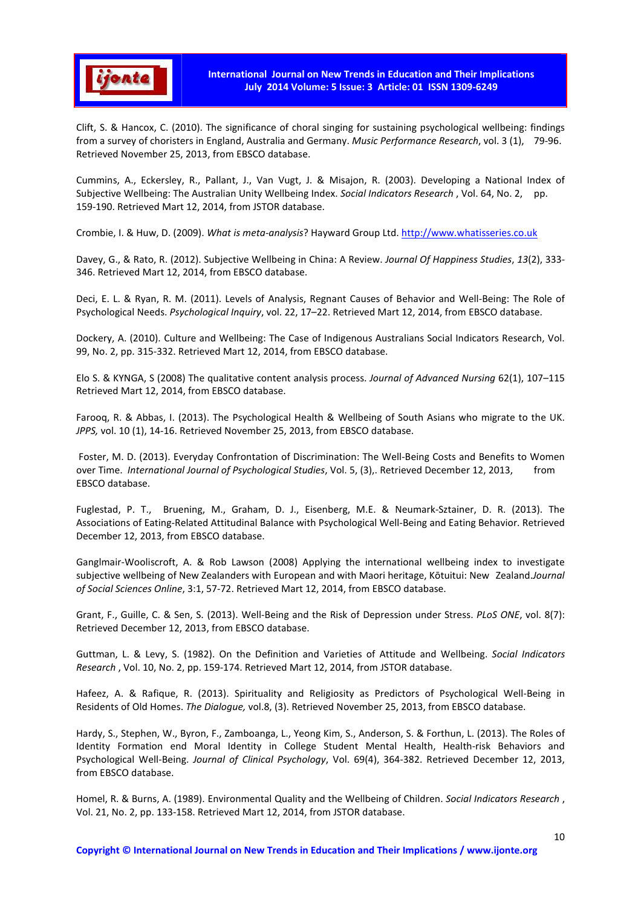Clift, S. & Hancox, C. (2010). The significance of choral singing for sustaining psychological wellbeing: findings from a survey of choristers in England, Australia and Germany. *Music Performance Research*, vol. 3 (1), 79-96. Retrieved November 25, 2013, from EBSCO database.

Cummins, A., Eckersley, R., Pallant, J., Van Vugt, J. & Misajon, R. (2003). Developing a National Index of Subjective Wellbeing: The Australian Unity Wellbeing Index. *Social Indicators Research* , Vol. 64, No. 2, pp. 159-190. Retrieved Mart 12, 2014, from JSTOR database.

Crombie, I. & Huw, D. (2009). *What is meta-analysis*? Hayward Group Ltd. http://www.whatisseries.co.uk

Davey, G., & Rato, R. (2012). Subjective Wellbeing in China: A Review. *Journal Of Happiness Studies*, *13*(2), 333-346. Retrieved Mart 12, 2014, from EBSCO database.

Deci, E. L. & Ryan, R. M. (2011). Levels of Analysis, Regnant Causes of Behavior and Well-Being: The Role of Psychological Needs. *Psychological Inquiry*, vol. 22, 17–22. Retrieved Mart 12, 2014, from EBSCO database.

Dockery, A. (2010). Culture and Wellbeing: The Case of Indigenous Australians Social Indicators Research, Vol. 99, No. 2, pp. 315-332. Retrieved Mart 12, 2014, from EBSCO database.

Elo S. & KYNGA, S (2008) The qualitative content analysis process. *Journal of Advanced Nursing* 62(1), 107–115 Retrieved Mart 12, 2014, from EBSCO database.

Farooq, R. & Abbas, I. (2013). The Psychological Health & Wellbeing of South Asians who migrate to the UK. *JPPS,* vol. 10 (1), 14-16. Retrieved November 25, 2013, from EBSCO database.

Foster, M. D. (2013). Everyday Confrontation of Discrimination: The Well-Being Costs and Benefits to Women over Time. *International Journal of Psychological Studies*, Vol. 5, (3),. Retrieved December 12, 2013, from EBSCO database.

Fuglestad, P. T., Bruening, M., Graham, D. J., Eisenberg, M.E. & Neumark-Sztainer, D. R. (2013). The Associations of Eating-Related Attitudinal Balance with Psychological Well-Being and Eating Behavior. Retrieved December 12, 2013, from EBSCO database.

Ganglmair-Wooliscroft, A. & Rob Lawson (2008) Applying the international wellbeing index to investigate subjective wellbeing of New Zealanders with European and with Maori heritage, Kōtuitui: New Zealand.*Journal of Social Sciences Online*, 3:1, 57-72. Retrieved Mart 12, 2014, from EBSCO database.

Grant, F., Guille, C. & Sen, S. (2013). Well-Being and the Risk of Depression under Stress. *PLoS ONE*, vol. 8(7): Retrieved December 12, 2013, from EBSCO database.

Guttman, L. & Levy, S. (1982). On the Definition and Varieties of Attitude and Wellbeing. *Social Indicators Research* , Vol. 10, No. 2, pp. 159-174. Retrieved Mart 12, 2014, from JSTOR database.

Hafeez, A. & Rafique, R. (2013). Spirituality and Religiosity as Predictors of Psychological Well-Being in Residents of Old Homes. *The Dialogue,* vol.8, (3). Retrieved November 25, 2013, from EBSCO database.

Hardy, S., Stephen, W., Byron, F., Zamboanga, L., Yeong Kim, S., Anderson, S. & Forthun, L. (2013). The Roles of Identity Formation end Moral Identity in College Student Mental Health, Health-risk Behaviors and Psychological Well-Being. *Journal of Clinical Psychology*, Vol. 69(4), 364-382. Retrieved December 12, 2013, from EBSCO database.

Homel, R. & Burns, A. (1989). Environmental Quality and the Wellbeing of Children. *Social Indicators Research* , Vol. 21, No. 2, pp. 133-158. Retrieved Mart 12, 2014, from JSTOR database.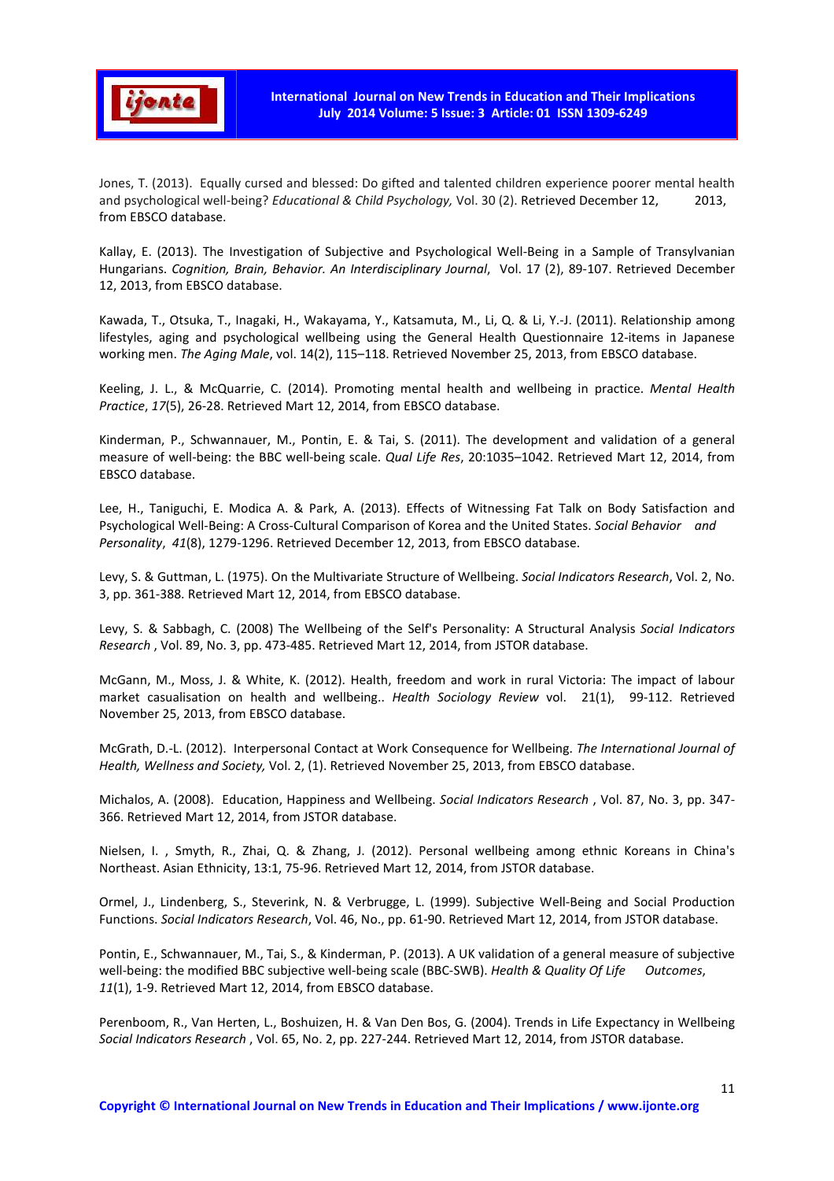Jones, T. (2013). Equally cursed and blessed: Do gifted and talented children experience poorer mental health and psychological well-being? *Educational & Child Psychology,* Vol. 30 (2). Retrieved December 12, 2013, from EBSCO database.

Kallay, E. (2013). The Investigation of Subjective and Psychological Well-Being in a Sample of Transylvanian Hungarians. *Cognition, Brain, Behavior. An Interdisciplinary Journal*, Vol. 17 (2), 89-107. Retrieved December 12, 2013, from EBSCO database.

Kawada, T., Otsuka, T., Inagaki, H., Wakayama, Y., Katsamuta, M., Li, Q. & Li, Y.-J. (2011). Relationship among lifestyles, aging and psychological wellbeing using the General Health Questionnaire 12-items in Japanese working men. *The Aging Male*, vol. 14(2), 115–118. Retrieved November 25, 2013, from EBSCO database.

Keeling, J. L., & McQuarrie, C. (2014). Promoting mental health and wellbeing in practice. *Mental Health Practice*, *17*(5), 26-28. Retrieved Mart 12, 2014, from EBSCO database.

Kinderman, P., Schwannauer, M., Pontin, E. & Tai, S. (2011). The development and validation of a general measure of well-being: the BBC well-being scale. *Qual Life Res*, 20:1035–1042. Retrieved Mart 12, 2014, from EBSCO database.

Lee, H., Taniguchi, E. Modica A. & Park, A. (2013). Effects of Witnessing Fat Talk on Body Satisfaction and Psychological Well-Being: A Cross-Cultural Comparison of Korea and the United States. *Social Behavior and Personality*, *41*(8), 1279-1296. Retrieved December 12, 2013, from EBSCO database.

Levy, S. & Guttman, L. (1975). On the Multivariate Structure of Wellbeing. *Social Indicators Research*, Vol. 2, No. 3, pp. 361-388. Retrieved Mart 12, 2014, from EBSCO database.

Levy, S. & Sabbagh, C. (2008) The Wellbeing of the Self's Personality: A Structural Analysis *Social Indicators Research* , Vol. 89, No. 3, pp. 473-485. Retrieved Mart 12, 2014, from JSTOR database.

McGann, M., Moss, J. & White, K. (2012). Health, freedom and work in rural Victoria: The impact of labour market casualisation on health and wellbeing.. *Health Sociology Review* vol. 21(1), 99-112. Retrieved November 25, 2013, from EBSCO database.

McGrath, D.-L. (2012). Interpersonal Contact at Work Consequence for Wellbeing. *The International Journal of Health, Wellness and Society,* Vol. 2, (1). Retrieved November 25, 2013, from EBSCO database.

Michalos, A. (2008). Education, Happiness and Wellbeing. *Social Indicators Research* , Vol. 87, No. 3, pp. 347-366. Retrieved Mart 12, 2014, from JSTOR database.

Nielsen, I. , Smyth, R., Zhai, Q. & Zhang, J. (2012). Personal wellbeing among ethnic Koreans in China's Northeast. Asian Ethnicity, 13:1, 75-96. Retrieved Mart 12, 2014, from JSTOR database.

Ormel, J., Lindenberg, S., Steverink, N. & Verbrugge, L. (1999). Subjective Well-Being and Social Production Functions. *Social Indicators Research*, Vol. 46, No., pp. 61-90. Retrieved Mart 12, 2014, from JSTOR database.

Pontin, E., Schwannauer, M., Tai, S., & Kinderman, P. (2013). A UK validation of a general measure of subjective well-being: the modified BBC subjective well-being scale (BBC-SWB). *Health & Quality Of Life Outcomes*, *11*(1), 1-9. Retrieved Mart 12, 2014, from EBSCO database.

Perenboom, R., Van Herten, L., Boshuizen, H. & Van Den Bos, G. (2004). Trends in Life Expectancy in Wellbeing *Social Indicators Research* , Vol. 65, No. 2, pp. 227-244. Retrieved Mart 12, 2014, from JSTOR database.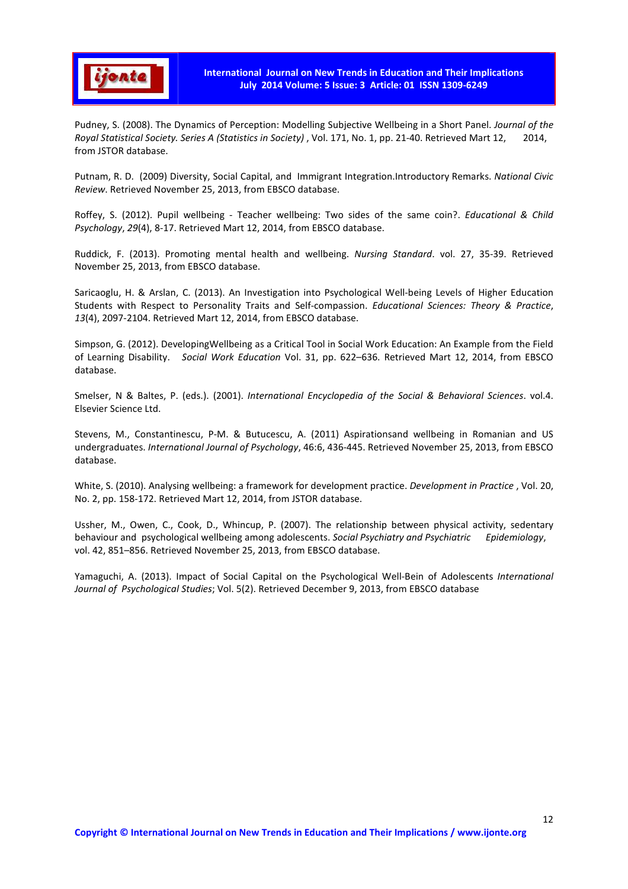Pudney, S. (2008). The Dynamics of Perception: Modelling Subjective Wellbeing in a Short Panel. *Journal of the Royal Statistical Society. Series A (Statistics in Society)* , Vol. 171, No. 1, pp. 21-40. Retrieved Mart 12, 2014, from JSTOR database.

Putnam, R. D. (2009) Diversity, Social Capital, and Immigrant Integration.Introductory Remarks. *National Civic Review*. Retrieved November 25, 2013, from EBSCO database.

Roffey, S. (2012). Pupil wellbeing - Teacher wellbeing: Two sides of the same coin?. *Educational & Child Psychology*, *29*(4), 8-17. Retrieved Mart 12, 2014, from EBSCO database.

Ruddick, F. (2013). Promoting mental health and wellbeing. *Nursing Standard*. vol. 27, 35-39. Retrieved November 25, 2013, from EBSCO database.

Saricaoglu, H. & Arslan, C. (2013). An Investigation into Psychological Well-being Levels of Higher Education Students with Respect to Personality Traits and Self-compassion. *Educational Sciences: Theory & Practice*, *13*(4), 2097-2104. Retrieved Mart 12, 2014, from EBSCO database.

Simpson, G. (2012). DevelopingWellbeing as a Critical Tool in Social Work Education: An Example from the Field of Learning Disability. *Social Work Education* Vol. 31, pp. 622–636. Retrieved Mart 12, 2014, from EBSCO database.

Smelser, N & Baltes, P. (eds.). (2001). *International Encyclopedia of the Social & Behavioral Sciences*. vol.4. Elsevier Science Ltd.

Stevens, M., Constantinescu, P-M. & Butucescu, A. (2011) Aspirationsand wellbeing in Romanian and US undergraduates. *International Journal of Psychology*, 46:6, 436-445. Retrieved November 25, 2013, from EBSCO database.

White, S. (2010). Analysing wellbeing: a framework for development practice. *Development in Practice* , Vol. 20, No. 2, pp. 158-172. Retrieved Mart 12, 2014, from JSTOR database.

Ussher, M., Owen, C., Cook, D., Whincup, P. (2007). The relationship between physical activity, sedentary behaviour and psychological wellbeing among adolescents. *Social Psychiatry and Psychiatric Epidemiology*, vol. 42, 851–856. Retrieved November 25, 2013, from EBSCO database.

Yamaguchi, A. (2013). Impact of Social Capital on the Psychological Well-Bein of Adolescents *International Journal of Psychological Studies*; Vol. 5(2). Retrieved December 9, 2013, from EBSCO database